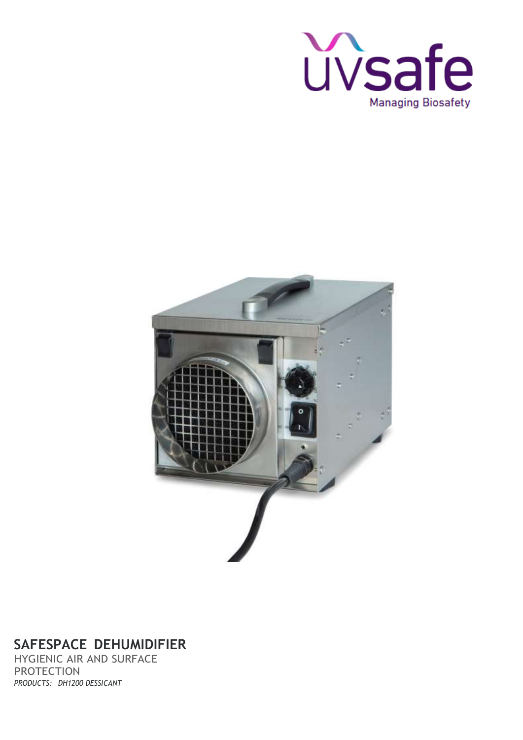uvsafe

Managing Biosafety

# SAFESPACE DEHUMIDIFIER

HYGIENIC AIR AND SURFACE PROTECTION

*PRODUCTS: DH1200 DESSICANT*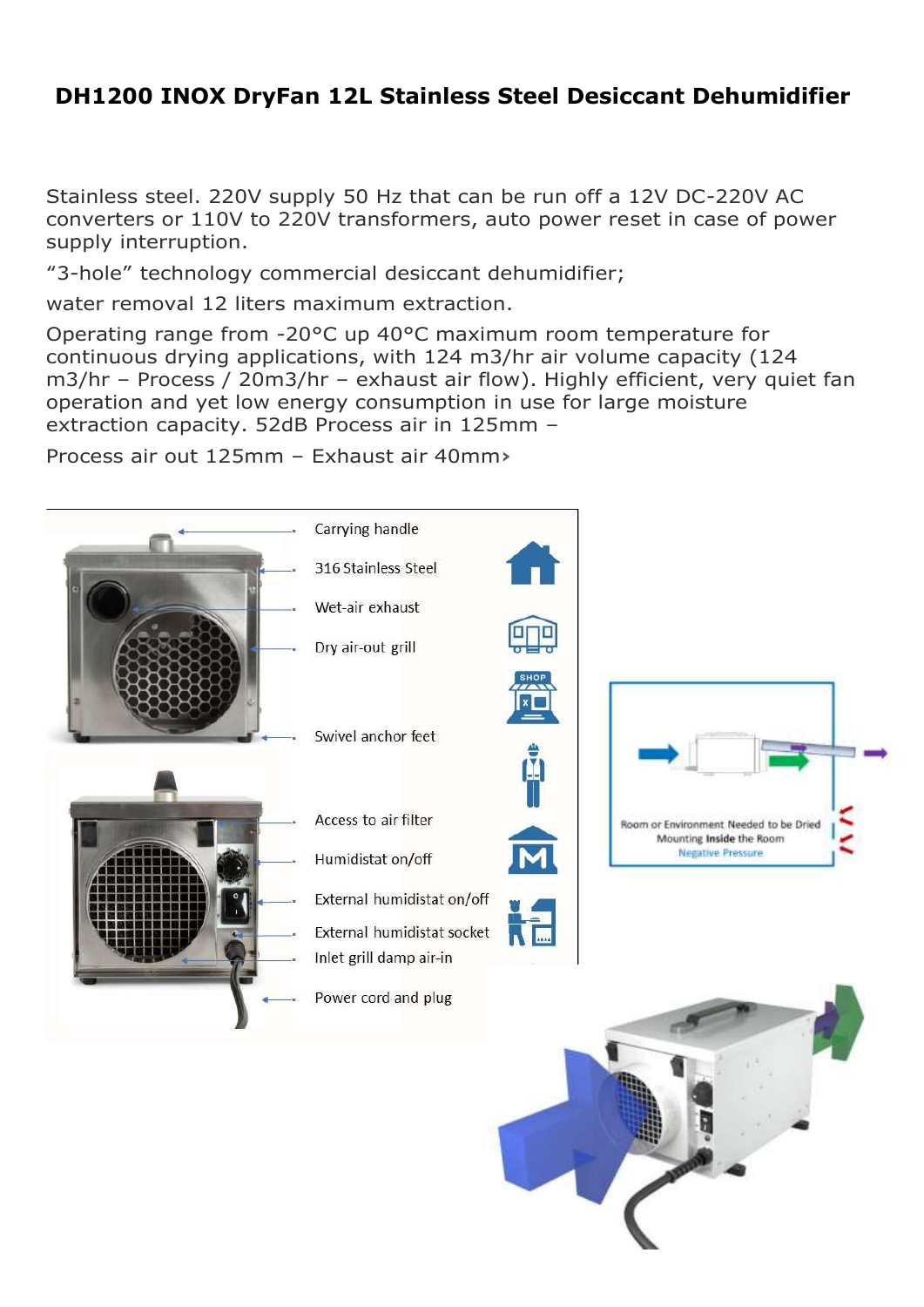# DH1200 INOX DryFan 12L Stainless Steel Desiccant Dehumidifier

Stainless steel. 220V supply 50 Hz that can be run off a 12V DC-220V AC converters or 110V to 220V transformers, auto power reset in case of power supply interruption.

“3-hole” technology commercial desiccant dehumidifier;

water removal 12 liters maximum extraction.

Operating range from -20°C up 40°C maximum room temperature for continuous drying applications, with 124 m3/hr air volume capacity (124 m3/hr – Process / 20m3/hr – exhaust air flow). Highly efficient, very quiet fan operation and yet low energy consumption in use for large moisture extraction capacity. 52dB Process air in 125mm –

Process air out 125mm – Exhaust air 40mm›

Carrying handle

316 Stainless Steel

Wet-air exhaust

Dry air-out grill

Swivel anchor feet

Access to air filter

Humidistat on/off

External humidistat on/off

External humidistat socket

Inlet grill damp air-in

Power cord and plug

Room or Environment Needed to be Dried
Mounting **Inside** the Room
Negative Pressure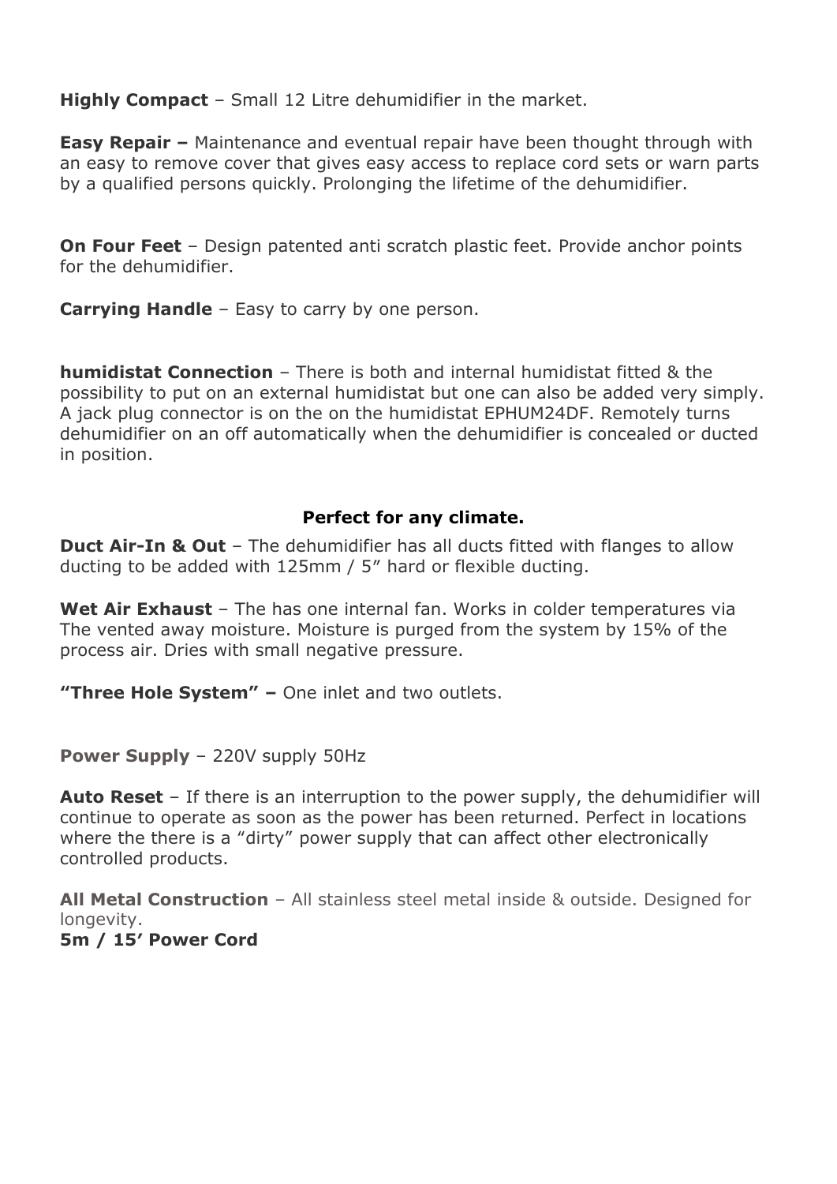**Highly Compact** – Small 12 Litre dehumidifier in the market.

**Easy Repair –** Maintenance and eventual repair have been thought through with an easy to remove cover that gives easy access to replace cord sets or warn parts by a qualified persons quickly. Prolonging the lifetime of the dehumidifier.

**On Four Feet** – Design patented anti scratch plastic feet. Provide anchor points for the dehumidifier.

**Carrying Handle** – Easy to carry by one person.

**humidistat Connection** – There is both and internal humidistat fitted & the possibility to put on an external humidistat but one can also be added very simply. A jack plug connector is on the on the humidistat EPHUM24DF. Remotely turns dehumidifier on an off automatically when the dehumidifier is concealed or ducted in position.

**Perfect for any climate.**

**Duct Air-In & Out** – The dehumidifier has all ducts fitted with flanges to allow ducting to be added with 125mm / 5" hard or flexible ducting.

**Wet Air Exhaust** – The has one internal fan. Works in colder temperatures via The vented away moisture. Moisture is purged from the system by 15% of the process air. Dries with small negative pressure.

**"Three Hole System" –** One inlet and two outlets.

**Power Supply** – 220V supply 50Hz

**Auto Reset** – If there is an interruption to the power supply, the dehumidifier will continue to operate as soon as the power has been returned. Perfect in locations where the there is a "dirty" power supply that can affect other electronically controlled products.

**All Metal Construction** – All stainless steel metal inside & outside. Designed for longevity.

**5m / 15' Power Cord**